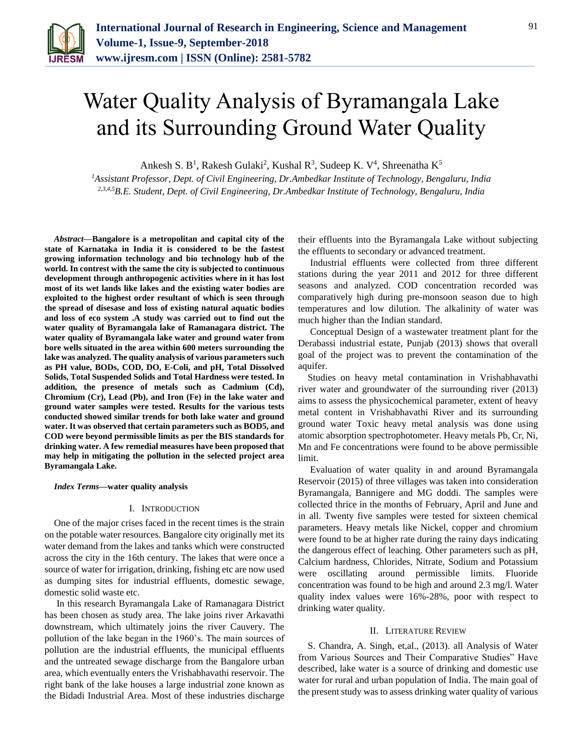# Water Quality Analysis of Byramangala Lake and its Surrounding Ground Water Quality

Ankesh S. B[1], Rakesh Gulaki[2], Kushal R[3], Sudeep K. V[4], Shreenatha K[5]

[1]*Assistant Professor, Dept. of Civil Engineering, Dr.Ambedkar Institute of Technology, Bengaluru, India*
[2,3,4,5]*B.E. Student, Dept. of Civil Engineering, Dr.Ambedkar Institute of Technology, Bengaluru, India*

***Abstract*—Bangalore is a metropolitan and capital city of the state of Karnataka in India it is considered to be the fastest growing information technology and bio technology hub of the world. In contrest with the same the city is subjected to continuous development through anthropogenic activities where in it has lost most of its wet lands like lakes and the existing water bodies are exploited to the highest order resultant of which is seen through the spread of disesase and loss of existing natural aquatic bodies and loss of eco system .A study was carried out to find out the water quality of Byramangala lake of Ramanagara district. The water quality of Byramangala lake water and ground water from bore wells situated in the area within 600 meters surrounding the lake was analyzed. The quality analysis of various parameters such as PH value, BODs, COD, DO, E-Coli, and pH, Total Dissolved Solids, Total Suspended Solids and Total Hardness were tested. In addition, the presence of metals such as Cadmium (Cd), Chromium (Cr), Lead (Pb), and Iron (Fe) in the lake water and ground water samples were tested. Results for the various tests conducted showed similar trends for both lake water and ground water. It was observed that certain parameters such as BOD5, and COD were beyond permissible limits as per the BIS standards for drinking water. A few remedial measures have been proposed that may help in mitigating the pollution in the selected project area Byramangala Lake.**

***Index Terms*—water quality analysis**

## I. Introduction

One of the major crises faced in the recent times is the strain on the potable water resources. Bangalore city originally met its water demand from the lakes and tanks which were constructed across the city in the 16th century. The lakes that were once a source of water for irrigation, drinking, fishing etc are now used as dumping sites for industrial effluents, domestic sewage, domestic solid waste etc.

In this research Byramangala Lake of Ramanagara District has been chosen as study area. The lake joins river Arkavathi downstream, which ultimately joins the river Cauvery. The pollution of the lake began in the 1960's. The main sources of pollution are the industrial effluents, the municipal effluents and the untreated sewage discharge from the Bangalore urban area, which eventually enters the Vrishabhavathi reservoir. The right bank of the lake houses a large industrial zone known as the Bidadi Industrial Area. Most of these industries discharge their effluents into the Byramangala Lake without subjecting the effluents to secondary or advanced treatment.

Industrial effluents were collected from three different stations during the year 2011 and 2012 for three different seasons and analyzed. COD concentration recorded was comparatively high during pre-monsoon season due to high temperatures and low dilution. The alkalinity of water was much higher than the Indian standard.

Conceptual Design of a wastewater treatment plant for the Derabassi industrial estate, Punjab (2013) shows that overall goal of the project was to prevent the contamination of the aquifer.

Studies on heavy metal contamination in Vrishabhavathi river water and groundwater of the surrounding river (2013) aims to assess the physicochemical parameter, extent of heavy metal content in Vrishabhavathi River and its surrounding ground water Toxic heavy metal analysis was done using atomic absorption spectrophotometer. Heavy metals Pb, Cr, Ni, Mn and Fe concentrations were found to be above permissible limit.

Evaluation of water quality in and around Byramangala Reservoir (2015) of three villages was taken into consideration Byramangala, Bannigere and MG doddi. The samples were collected thrice in the months of February, April and June and in all. Twenty five samples were tested for sixteen chemical parameters. Heavy metals like Nickel, copper and chromium were found to be at higher rate during the rainy days indicating the dangerous effect of leaching. Other parameters such as pH, Calcium hardness, Chlorides, Nitrate, Sodium and Potassium were oscillating around permissible limits. Fluoride concentration was found to be high and around 2.3 mg/l. Water quality index values were 16%-28%, poor with respect to drinking water quality.

## II. Literature Review

S. Chandra, A. Singh, et,al., (2013). all Analysis of Water from Various Sources and Their Comparative Studies" Have described, lake water is a source of drinking and domestic use water for rural and urban population of India. The main goal of the present study was to assess drinking water quality of various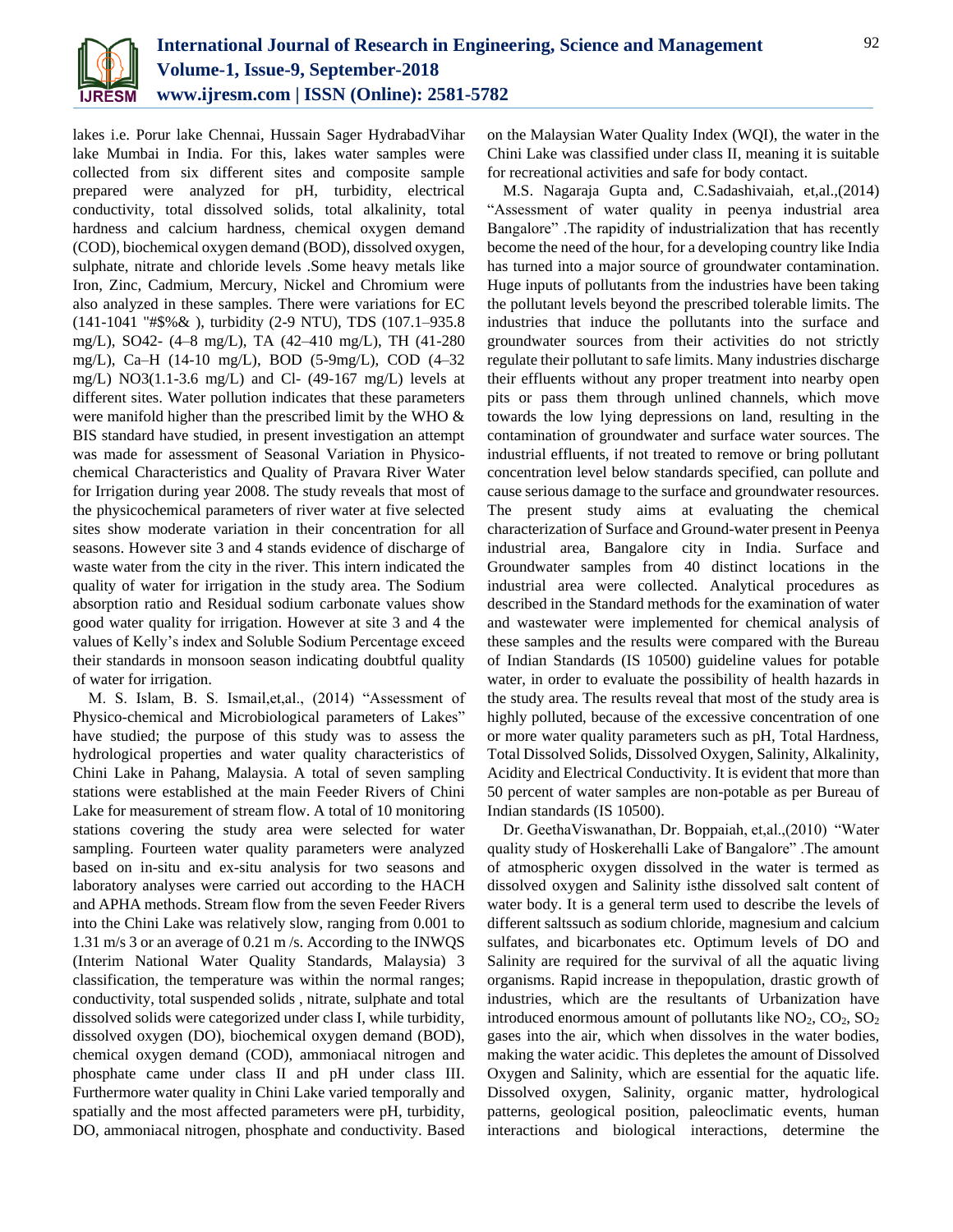lakes i.e. Porur lake Chennai, Hussain Sager HydrabadVihar lake Mumbai in India. For this, lakes water samples were collected from six different sites and composite sample prepared were analyzed for pH, turbidity, electrical conductivity, total dissolved solids, total alkalinity, total hardness and calcium hardness, chemical oxygen demand (COD), biochemical oxygen demand (BOD), dissolved oxygen, sulphate, nitrate and chloride levels .Some heavy metals like Iron, Zinc, Cadmium, Mercury, Nickel and Chromium were also analyzed in these samples. There were variations for EC (141-1041 "#$%& ), turbidity (2-9 NTU), TDS (107.1–935.8 mg/L), SO42- (4–8 mg/L), TA (42–410 mg/L), TH (41-280 mg/L), Ca–H (14-10 mg/L), BOD (5-9mg/L), COD (4–32 mg/L) NO3(1.1-3.6 mg/L) and Cl- (49-167 mg/L) levels at different sites. Water pollution indicates that these parameters were manifold higher than the prescribed limit by the WHO & BIS standard have studied, in present investigation an attempt was made for assessment of Seasonal Variation in Physico-chemical Characteristics and Quality of Pravara River Water for Irrigation during year 2008. The study reveals that most of the physicochemical parameters of river water at five selected sites show moderate variation in their concentration for all seasons. However site 3 and 4 stands evidence of discharge of waste water from the city in the river. This intern indicated the quality of water for irrigation in the study area. The Sodium absorption ratio and Residual sodium carbonate values show good water quality for irrigation. However at site 3 and 4 the values of Kelly's index and Soluble Sodium Percentage exceed their standards in monsoon season indicating doubtful quality of water for irrigation.

M. S. Islam, B. S. Ismail,et,al., (2014) "Assessment of Physico-chemical and Microbiological parameters of Lakes" have studied; the purpose of this study was to assess the hydrological properties and water quality characteristics of Chini Lake in Pahang, Malaysia. A total of seven sampling stations were established at the main Feeder Rivers of Chini Lake for measurement of stream flow. A total of 10 monitoring stations covering the study area were selected for water sampling. Fourteen water quality parameters were analyzed based on in-situ and ex-situ analysis for two seasons and laboratory analyses were carried out according to the HACH and APHA methods. Stream flow from the seven Feeder Rivers into the Chini Lake was relatively slow, ranging from 0.001 to 1.31 m/s 3 or an average of 0.21 m /s. According to the INWQS (Interim National Water Quality Standards, Malaysia) 3 classification, the temperature was within the normal ranges; conductivity, total suspended solids , nitrate, sulphate and total dissolved solids were categorized under class I, while turbidity, dissolved oxygen (DO), biochemical oxygen demand (BOD), chemical oxygen demand (COD), ammoniacal nitrogen and phosphate came under class II and pH under class III. Furthermore water quality in Chini Lake varied temporally and spatially and the most affected parameters were pH, turbidity, DO, ammoniacal nitrogen, phosphate and conductivity. Based on the Malaysian Water Quality Index (WQI), the water in the Chini Lake was classified under class II, meaning it is suitable for recreational activities and safe for body contact.

M.S. Nagaraja Gupta and, C.Sadashivaiah, et,al.,(2014) "Assessment of water quality in peenya industrial area Bangalore" .The rapidity of industrialization that has recently become the need of the hour, for a developing country like India has turned into a major source of groundwater contamination. Huge inputs of pollutants from the industries have been taking the pollutant levels beyond the prescribed tolerable limits. The industries that induce the pollutants into the surface and groundwater sources from their activities do not strictly regulate their pollutant to safe limits. Many industries discharge their effluents without any proper treatment into nearby open pits or pass them through unlined channels, which move towards the low lying depressions on land, resulting in the contamination of groundwater and surface water sources. The industrial effluents, if not treated to remove or bring pollutant concentration level below standards specified, can pollute and cause serious damage to the surface and groundwater resources. The present study aims at evaluating the chemical characterization of Surface and Ground-water present in Peenya industrial area, Bangalore city in India. Surface and Groundwater samples from 40 distinct locations in the industrial area were collected. Analytical procedures as described in the Standard methods for the examination of water and wastewater were implemented for chemical analysis of these samples and the results were compared with the Bureau of Indian Standards (IS 10500) guideline values for potable water, in order to evaluate the possibility of health hazards in the study area. The results reveal that most of the study area is highly polluted, because of the excessive concentration of one or more water quality parameters such as pH, Total Hardness, Total Dissolved Solids, Dissolved Oxygen, Salinity, Alkalinity, Acidity and Electrical Conductivity. It is evident that more than 50 percent of water samples are non-potable as per Bureau of Indian standards (IS 10500).

Dr. GeethaViswanathan, Dr. Boppaiah, et,al.,(2010) "Water quality study of Hoskerehalli Lake of Bangalore" .The amount of atmospheric oxygen dissolved in the water is termed as dissolved oxygen and Salinity isthe dissolved salt content of water body. It is a general term used to describe the levels of different saltssuch as sodium chloride, magnesium and calcium sulfates, and bicarbonates etc. Optimum levels of DO and Salinity are required for the survival of all the aquatic living organisms. Rapid increase in thepopulation, drastic growth of industries, which are the resultants of Urbanization have introduced enormous amount of pollutants like $NO_2$, $CO_2$, $SO_2$ gases into the air, which when dissolves in the water bodies, making the water acidic. This depletes the amount of Dissolved Oxygen and Salinity, which are essential for the aquatic life. Dissolved oxygen, Salinity, organic matter, hydrological patterns, geological position, paleoclimatic events, human interactions and biological interactions, determine the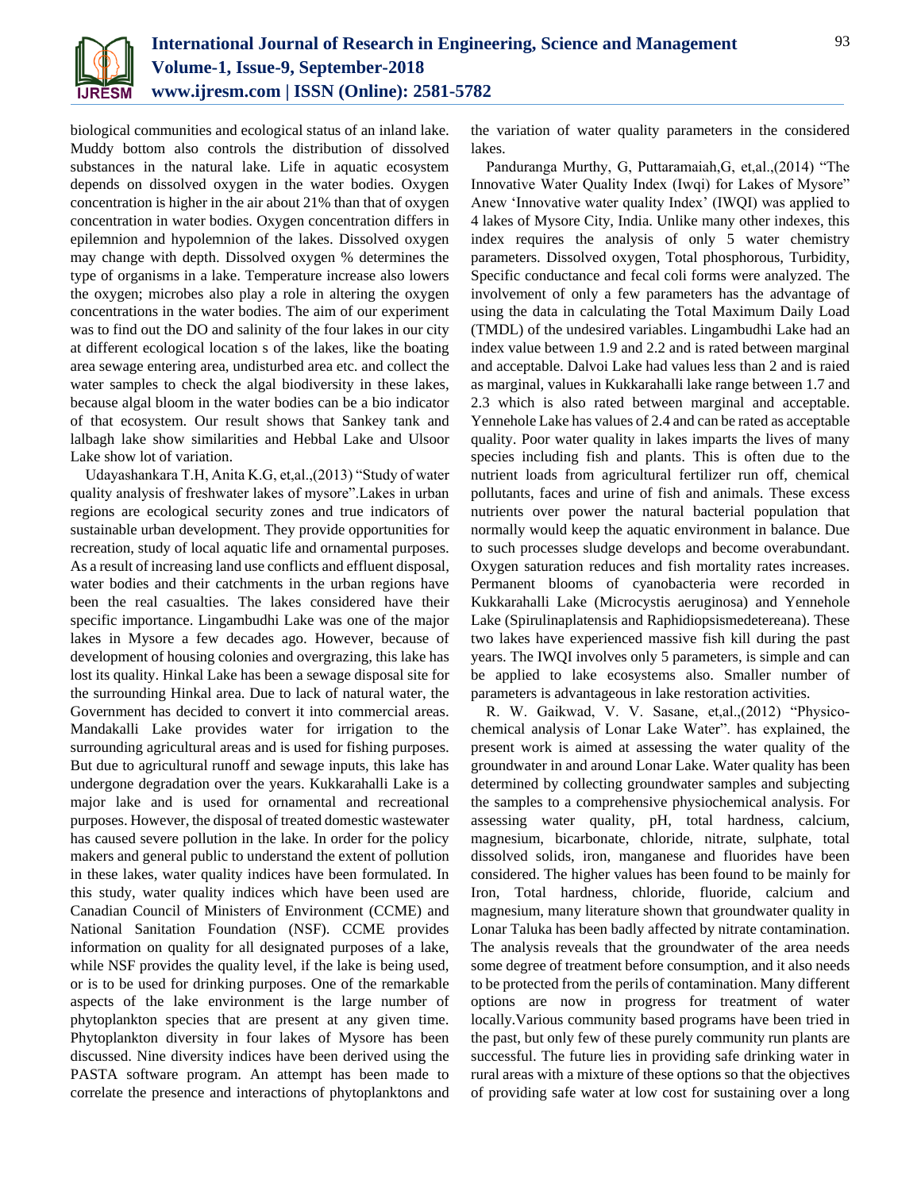biological communities and ecological status of an inland lake. Muddy bottom also controls the distribution of dissolved substances in the natural lake. Life in aquatic ecosystem depends on dissolved oxygen in the water bodies. Oxygen concentration is higher in the air about 21% than that of oxygen concentration in water bodies. Oxygen concentration differs in epilemnion and hypolemnion of the lakes. Dissolved oxygen may change with depth. Dissolved oxygen % determines the type of organisms in a lake. Temperature increase also lowers the oxygen; microbes also play a role in altering the oxygen concentrations in the water bodies. The aim of our experiment was to find out the DO and salinity of the four lakes in our city at different ecological location s of the lakes, like the boating area sewage entering area, undisturbed area etc. and collect the water samples to check the algal biodiversity in these lakes, because algal bloom in the water bodies can be a bio indicator of that ecosystem. Our result shows that Sankey tank and lalbagh lake show similarities and Hebbal Lake and Ulsoor Lake show lot of variation.

Udayashankara T.H, Anita K.G, et,al.,(2013) "Study of water quality analysis of freshwater lakes of mysore".Lakes in urban regions are ecological security zones and true indicators of sustainable urban development. They provide opportunities for recreation, study of local aquatic life and ornamental purposes. As a result of increasing land use conflicts and effluent disposal, water bodies and their catchments in the urban regions have been the real casualties. The lakes considered have their specific importance. Lingambudhi Lake was one of the major lakes in Mysore a few decades ago. However, because of development of housing colonies and overgrazing, this lake has lost its quality. Hinkal Lake has been a sewage disposal site for the surrounding Hinkal area. Due to lack of natural water, the Government has decided to convert it into commercial areas. Mandakalli Lake provides water for irrigation to the surrounding agricultural areas and is used for fishing purposes. But due to agricultural runoff and sewage inputs, this lake has undergone degradation over the years. Kukkarahalli Lake is a major lake and is used for ornamental and recreational purposes. However, the disposal of treated domestic wastewater has caused severe pollution in the lake. In order for the policy makers and general public to understand the extent of pollution in these lakes, water quality indices have been formulated. In this study, water quality indices which have been used are Canadian Council of Ministers of Environment (CCME) and National Sanitation Foundation (NSF). CCME provides information on quality for all designated purposes of a lake, while NSF provides the quality level, if the lake is being used, or is to be used for drinking purposes. One of the remarkable aspects of the lake environment is the large number of phytoplankton species that are present at any given time. Phytoplankton diversity in four lakes of Mysore has been discussed. Nine diversity indices have been derived using the PASTA software program. An attempt has been made to correlate the presence and interactions of phytoplanktons and the variation of water quality parameters in the considered lakes.

Panduranga Murthy, G, Puttaramaiah,G, et,al.,(2014) "The Innovative Water Quality Index (Iwqi) for Lakes of Mysore" Anew 'Innovative water quality Index' (IWQI) was applied to 4 lakes of Mysore City, India. Unlike many other indexes, this index requires the analysis of only 5 water chemistry parameters. Dissolved oxygen, Total phosphorous, Turbidity, Specific conductance and fecal coli forms were analyzed. The involvement of only a few parameters has the advantage of using the data in calculating the Total Maximum Daily Load (TMDL) of the undesired variables. Lingambudhi Lake had an index value between 1.9 and 2.2 and is rated between marginal and acceptable. Dalvoi Lake had values less than 2 and is raied as marginal, values in Kukkarahalli lake range between 1.7 and 2.3 which is also rated between marginal and acceptable. Yennehole Lake has values of 2.4 and can be rated as acceptable quality. Poor water quality in lakes imparts the lives of many species including fish and plants. This is often due to the nutrient loads from agricultural fertilizer run off, chemical pollutants, faces and urine of fish and animals. These excess nutrients over power the natural bacterial population that normally would keep the aquatic environment in balance. Due to such processes sludge develops and become overabundant. Oxygen saturation reduces and fish mortality rates increases. Permanent blooms of cyanobacteria were recorded in Kukkarahalli Lake (Microcystis aeruginosa) and Yennehole Lake (Spirulinaplatensis and Raphidiopsismedetereana). These two lakes have experienced massive fish kill during the past years. The IWQI involves only 5 parameters, is simple and can be applied to lake ecosystems also. Smaller number of parameters is advantageous in lake restoration activities.

R. W. Gaikwad, V. V. Sasane, et,al.,(2012) "Physico-chemical analysis of Lonar Lake Water". has explained, the present work is aimed at assessing the water quality of the groundwater in and around Lonar Lake. Water quality has been determined by collecting groundwater samples and subjecting the samples to a comprehensive physiochemical analysis. For assessing water quality, pH, total hardness, calcium, magnesium, bicarbonate, chloride, nitrate, sulphate, total dissolved solids, iron, manganese and fluorides have been considered. The higher values has been found to be mainly for Iron, Total hardness, chloride, fluoride, calcium and magnesium, many literature shown that groundwater quality in Lonar Taluka has been badly affected by nitrate contamination. The analysis reveals that the groundwater of the area needs some degree of treatment before consumption, and it also needs to be protected from the perils of contamination. Many different options are now in progress for treatment of water locally.Various community based programs have been tried in the past, but only few of these purely community run plants are successful. The future lies in providing safe drinking water in rural areas with a mixture of these options so that the objectives of providing safe water at low cost for sustaining over a long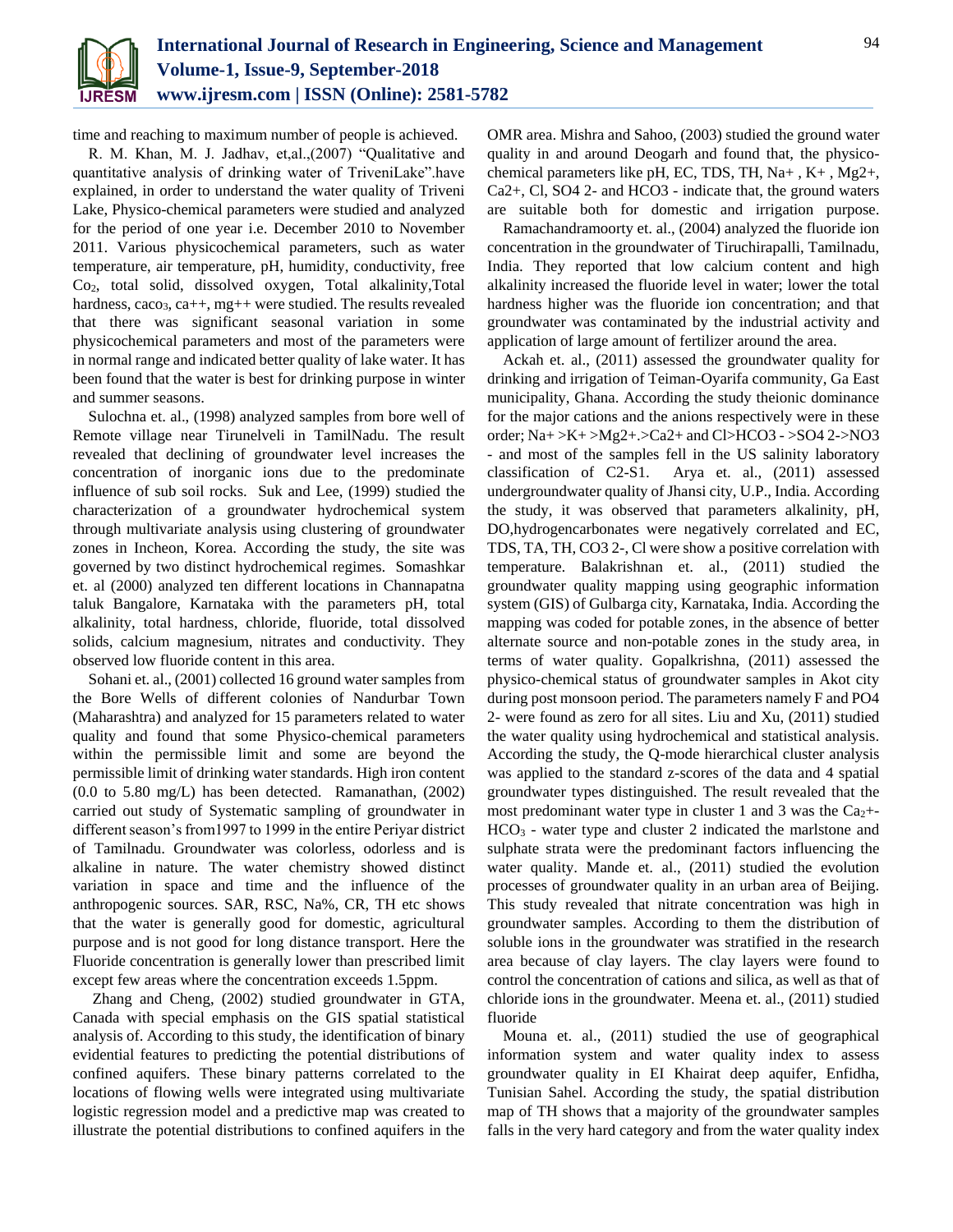time and reaching to maximum number of people is achieved.

R. M. Khan, M. J. Jadhav, et,al.,(2007) "Qualitative and quantitative analysis of drinking water of TriveniLake".have explained, in order to understand the water quality of Triveni Lake, Physico-chemical parameters were studied and analyzed for the period of one year i.e. December 2010 to November 2011. Various physicochemical parameters, such as water temperature, air temperature, pH, humidity, conductivity, free $Co_2$, total solid, dissolved oxygen, Total alkalinity,Total hardness, $caco_3$, ca++, mg++ were studied. The results revealed that there was significant seasonal variation in some physicochemical parameters and most of the parameters were in normal range and indicated better quality of lake water. It has been found that the water is best for drinking purpose in winter and summer seasons.

Sulochna et. al., (1998) analyzed samples from bore well of Remote village near Tirunelveli in TamilNadu. The result revealed that declining of groundwater level increases the concentration of inorganic ions due to the predominate influence of sub soil rocks. Suk and Lee, (1999) studied the characterization of a groundwater hydrochemical system through multivariate analysis using clustering of groundwater zones in Incheon, Korea. According the study, the site was governed by two distinct hydrochemical regimes. Somashkar et. al (2000) analyzed ten different locations in Channapatna taluk Bangalore, Karnataka with the parameters pH, total alkalinity, total hardness, chloride, fluoride, total dissolved solids, calcium magnesium, nitrates and conductivity. They observed low fluoride content in this area.

Sohani et. al., (2001) collected 16 ground water samples from the Bore Wells of different colonies of Nandurbar Town (Maharashtra) and analyzed for 15 parameters related to water quality and found that some Physico-chemical parameters within the permissible limit and some are beyond the permissible limit of drinking water standards. High iron content (0.0 to 5.80 mg/L) has been detected. Ramanathan, (2002) carried out study of Systematic sampling of groundwater in different season's from1997 to 1999 in the entire Periyar district of Tamilnadu. Groundwater was colorless, odorless and is alkaline in nature. The water chemistry showed distinct variation in space and time and the influence of the anthropogenic sources. SAR, RSC, Na%, CR, TH etc shows that the water is generally good for domestic, agricultural purpose and is not good for long distance transport. Here the Fluoride concentration is generally lower than prescribed limit except few areas where the concentration exceeds 1.5ppm.

Zhang and Cheng, (2002) studied groundwater in GTA, Canada with special emphasis on the GIS spatial statistical analysis of. According to this study, the identification of binary evidential features to predicting the potential distributions of confined aquifers. These binary patterns correlated to the locations of flowing wells were integrated using multivariate logistic regression model and a predictive map was created to illustrate the potential distributions to confined aquifers in the OMR area. Mishra and Sahoo, (2003) studied the ground water quality in and around Deogarh and found that, the physico-chemical parameters like pH, EC, TDS, TH, Na+ , K+ , Mg2+, Ca2+, Cl, SO4 2- and HCO3 - indicate that, the ground waters are suitable both for domestic and irrigation purpose.

Ramachandramoorty et. al., (2004) analyzed the fluoride ion concentration in the groundwater of Tiruchirapalli, Tamilnadu, India. They reported that low calcium content and high alkalinity increased the fluoride level in water; lower the total hardness higher was the fluoride ion concentration; and that groundwater was contaminated by the industrial activity and application of large amount of fertilizer around the area.

Ackah et. al., (2011) assessed the groundwater quality for drinking and irrigation of Teiman-Oyarifa community, Ga East municipality, Ghana. According the study theionic dominance for the major cations and the anions respectively were in these order; Na+ >K+ >Mg2+.>Ca2+ and Cl>HCO3 - >SO4 2->NO3 - and most of the samples fell in the US salinity laboratory classification of C2-S1. Arya et. al., (2011) assessed undergroundwater quality of Jhansi city, U.P., India. According the study, it was observed that parameters alkalinity, pH, DO,hydrogencarbonates were negatively correlated with EC, TDS, TA, TH, CO3 2-, Cl were show a positive correlation with temperature. Balakrishnan et. al., (2011) studied the groundwater quality mapping using geographic information system (GIS) of Gulbarga city, Karnataka, India. According the mapping was coded for potable zones, in the absence of better alternate source and non-potable zones in the study area, in terms of water quality. Gopalkrishna, (2011) assessed the physico-chemical status of groundwater samples in Akot city during post monsoon period. The parameters namely F and PO4 2- were found as zero for all sites. Liu and Xu, (2011) studied the water quality using hydrochemical and statistical analysis. According the study, the Q-mode hierarchical cluster analysis was applied to the standard z-scores of the data and 4 spatial groundwater types distinguished. The result revealed that the most predominant water type in cluster 1 and 3 was the $Ca_2$+-$HCO_3$ - water type and cluster 2 indicated the marlstone and sulphate strata were the predominant factors influencing the water quality. Mande et. al., (2011) studied the evolution processes of groundwater quality in an urban area of Beijing. This study revealed that nitrate concentration was high in groundwater samples. According to them the distribution of soluble ions in the groundwater was stratified in the research area because of clay layers. The clay layers were found to control the concentration of cations and silica, as well as that of chloride ions in the groundwater. Meena et. al., (2011) studied fluoride

Mouna et. al., (2011) studied the use of geographical information system and water quality index to assess groundwater quality in EI Khairat deep aquifer, Enfidha, Tunisian Sahel. According the study, the spatial distribution map of TH shows that a majority of the groundwater samples falls in the very hard category and from the water quality index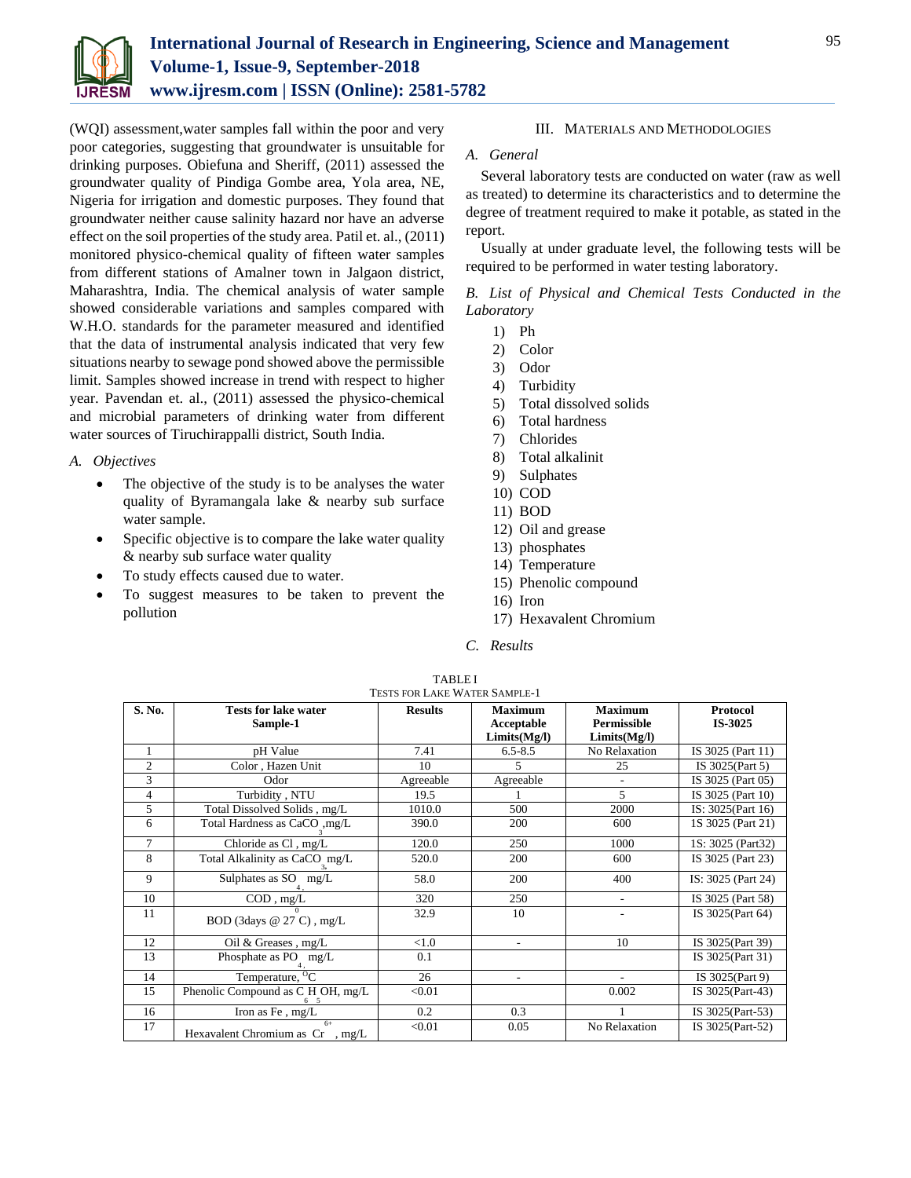(WQI) assessment,water samples fall within the poor and very poor categories, suggesting that groundwater is unsuitable for drinking purposes. Obiefuna and Sheriff, (2011) assessed the groundwater quality of Pindiga Gombe area, Yola area, NE, Nigeria for irrigation and domestic purposes. They found that groundwater neither cause salinity hazard nor have an adverse effect on the soil properties of the study area. Patil et. al., (2011) monitored physico-chemical quality of fifteen water samples from different stations of Amalner town in Jalgaon district, Maharashtra, India. The chemical analysis of water sample showed considerable variations and samples compared with W.H.O. standards for the parameter measured and identified that the data of instrumental analysis indicated that very few situations nearby to sewage pond showed above the permissible limit. Samples showed increase in trend with respect to higher year. Pavendan et. al., (2011) assessed the physico-chemical and microbial parameters of drinking water from different water sources of Tiruchirappalli district, South India.

### *A. Objectives*

- The objective of the study is to be analyses the water quality of Byramangala lake & nearby sub surface water sample.
- Specific objective is to compare the lake water quality & nearby sub surface water quality
- To study effects caused due to water.
- To suggest measures to be taken to prevent the pollution

## III. Materials and Methodologies

### *A. General*

Several laboratory tests are conducted on water (raw as well as treated) to determine its characteristics and to determine the degree of treatment required to make it potable, as stated in the report.

Usually at under graduate level, the following tests will be required to be performed in water testing laboratory.

### *B. List of Physical and Chemical Tests Conducted in the Laboratory*

1) Ph
2) Color
3) Odor
4) Turbidity
5) Total dissolved solids
6) Total hardness
7) Chlorides
8) Total alkalinit
9) Sulphates
10) COD
11) BOD
12) Oil and grease
13) phosphates
14) Temperature
15) Phenolic compound
16) Iron
17) Hexavalent Chromium

### *C. Results*

TABLE I
TESTS FOR LAKE WATER SAMPLE-1

| S. No. | Tests for lake water Sample-1 | Results | Maximum Acceptable Limits(Mg/l) | Maximum Permissible Limits(Mg/l) | Protocol IS-3025 |
|---|---|---|---|---|---|
| 1 | pH Value | 7.41 | 6.5-8.5 | No Relaxation | IS 3025 (Part 11) |
| 2 | Color , Hazen Unit | 10 | 5 | 25 | IS 3025(Part 5) |
| 3 | Odor | Agreeable | Agreeable | - | IS 3025 (Part 05) |
| 4 | Turbidity , NTU | 19.5 | 1 | 5 | IS 3025 (Part 10) |
| 5 | Total Dissolved Solids , mg/L | 1010.0 | 500 | 2000 | IS: 3025(Part 16) |
| 6 | Total Hardness as $CaCO_3$,mg/L | 390.0 | 200 | 600 | 1S 3025 (Part 21) |
| 7 | Chloride as Cl , mg/L | 120.0 | 250 | 1000 | 1S: 3025 (Part32) |
| 8 | Total Alkalinity as $CaCO_3$ mg/L | 520.0 | 200 | 600 | IS 3025 (Part 23) |
| 9 | Sulphates as $SO_4$ mg/L | 58.0 | 200 | 400 | IS: 3025 (Part 24) |
| 10 | COD , mg/L | 320 | 250 | - | IS 3025 (Part 58) |
| 11 | BOD (3days @ 27 $^0$C) , mg/L | 32.9 | 10 | - | IS 3025(Part 64) |
| 12 | Oil & Greases , mg/L | <1.0 | - | 10 | IS 3025(Part 39) |
| 13 | Phosphate as $PO_4$ mg/L | 0.1 | | | IS 3025(Part 31) |
| 14 | Temperature, $^0$C | 26 | - | - | IS 3025(Part 9) |
| 15 | Phenolic Compound as $C_6H_5OH$, mg/L | <0.01 | | 0.002 | IS 3025(Part-43) |
| 16 | Iron as Fe , mg/L | 0.2 | 0.3 | 1 | IS 3025(Part-53) |
| 17 | Hexavalent Chromium as $Cr^{6+}$ , mg/L | <0.01 | 0.05 | No Relaxation | IS 3025(Part-52) |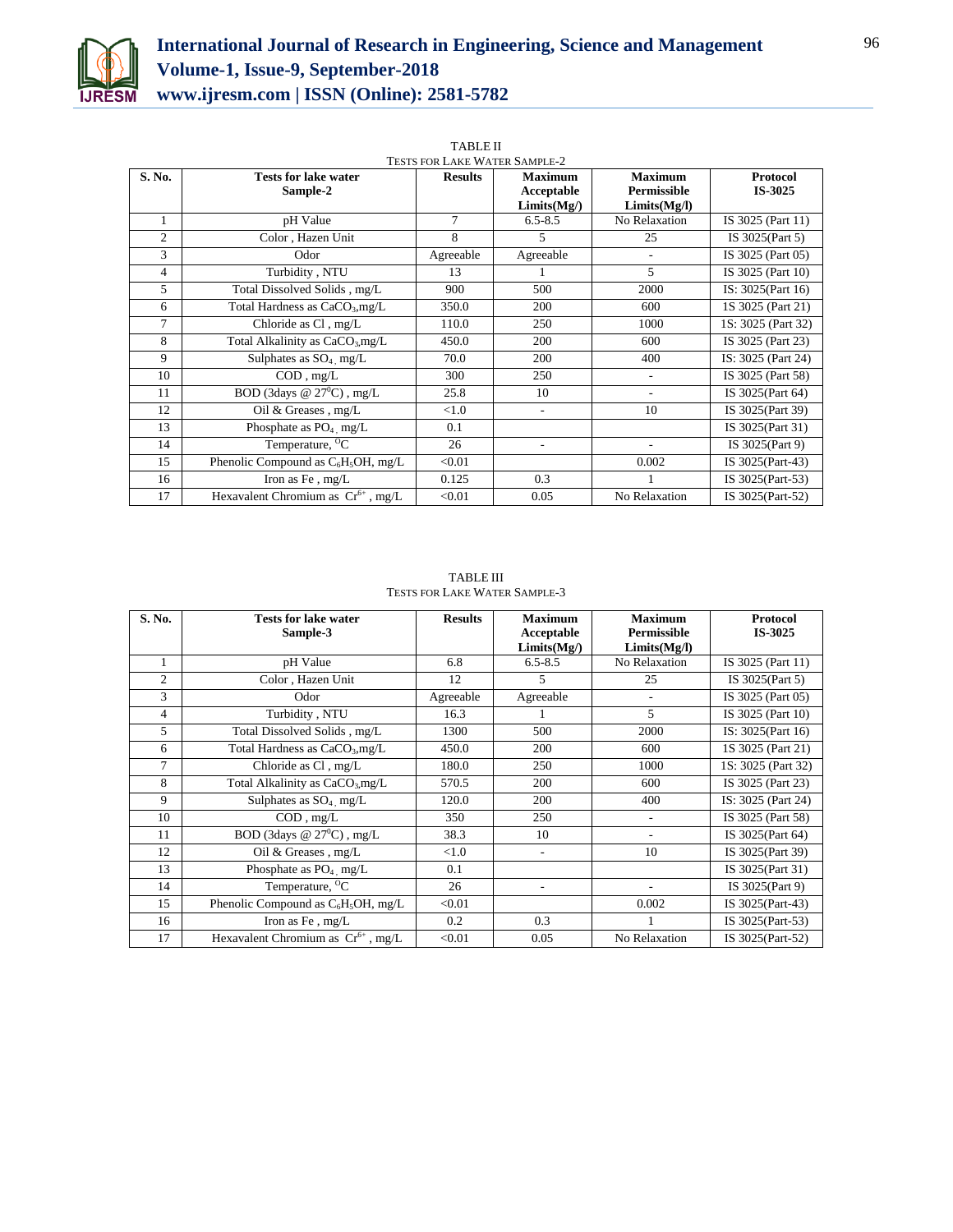TABLE II
TESTS FOR LAKE WATER SAMPLE-2

| S. No. | Tests for lake water Sample-2 | Results | Maximum Acceptable Limits(Mg/) | Maximum Permissible Limits(Mg/l) | Protocol IS-3025 |
|---|---|---|---|---|---|
| 1 | pH Value | 7 | 6.5-8.5 | No Relaxation | IS 3025 (Part 11) |
| 2 | Color , Hazen Unit | 8 | 5 | 25 | IS 3025(Part 5) |
| 3 | Odor | Agreeable | Agreeable | - | IS 3025 (Part 05) |
| 4 | Turbidity , NTU | 13 | 1 | 5 | IS 3025 (Part 10) |
| 5 | Total Dissolved Solids , mg/L | 900 | 500 | 2000 | IS: 3025(Part 16) |
| 6 | Total Hardness as $CaCO_3$,mg/L | 350.0 | 200 | 600 | 1S 3025 (Part 21) |
| 7 | Chloride as Cl , mg/L | 110.0 | 250 | 1000 | 1S: 3025 (Part 32) |
| 8 | Total Alkalinity as $CaCO_3$,mg/L | 450.0 | 200 | 600 | IS 3025 (Part 23) |
| 9 | Sulphates as $SO_4$, mg/L | 70.0 | 200 | 400 | IS: 3025 (Part 24) |
| 10 | COD , mg/L | 300 | 250 | - | IS 3025 (Part 58) |
| 11 | BOD (3days @ $27^0$C) , mg/L | 25.8 | 10 | - | IS 3025(Part 64) |
| 12 | Oil & Greases , mg/L | <1.0 | - | 10 | IS 3025(Part 39) |
| 13 | Phosphate as $PO_4$, mg/L | 0.1 | | | IS 3025(Part 31) |
| 14 | Temperature, $^OC$ | 26 | - | - | IS 3025(Part 9) |
| 15 | Phenolic Compound as $C_6H_5OH$, mg/L | <0.01 | | 0.002 | IS 3025(Part-43) |
| 16 | Iron as Fe , mg/L | 0.125 | 0.3 | 1 | IS 3025(Part-53) |
| 17 | Hexavalent Chromium as $Cr^{6+}$ , mg/L | <0.01 | 0.05 | No Relaxation | IS 3025(Part-52) |

TABLE III
TESTS FOR LAKE WATER SAMPLE-3

| S. No. | Tests for lake water Sample-3 | Results | Maximum Acceptable Limits(Mg/) | Maximum Permissible Limits(Mg/l) | Protocol IS-3025 |
|---|---|---|---|---|---|
| 1 | pH Value | 6.8 | 6.5-8.5 | No Relaxation | IS 3025 (Part 11) |
| 2 | Color , Hazen Unit | 12 | 5 | 25 | IS 3025(Part 5) |
| 3 | Odor | Agreeable | Agreeable | - | IS 3025 (Part 05) |
| 4 | Turbidity , NTU | 16.3 | 1 | 5 | IS 3025 (Part 10) |
| 5 | Total Dissolved Solids , mg/L | 1300 | 500 | 2000 | IS: 3025(Part 16) |
| 6 | Total Hardness as $CaCO_3$,mg/L | 450.0 | 200 | 600 | 1S 3025 (Part 21) |
| 7 | Chloride as Cl , mg/L | 180.0 | 250 | 1000 | 1S: 3025 (Part 32) |
| 8 | Total Alkalinity as $CaCO_3$,mg/L | 570.5 | 200 | 600 | IS 3025 (Part 23) |
| 9 | Sulphates as $SO_4$, mg/L | 120.0 | 200 | 400 | IS: 3025 (Part 24) |
| 10 | COD , mg/L | 350 | 250 | - | IS 3025 (Part 58) |
| 11 | BOD (3days @ $27^0$C) , mg/L | 38.3 | 10 | - | IS 3025(Part 64) |
| 12 | Oil & Greases , mg/L | <1.0 | - | 10 | IS 3025(Part 39) |
| 13 | Phosphate as $PO_4$, mg/L | 0.1 | | | IS 3025(Part 31) |
| 14 | Temperature, $^OC$ | 26 | - | - | IS 3025(Part 9) |
| 15 | Phenolic Compound as $C_6H_5OH$, mg/L | <0.01 | | 0.002 | IS 3025(Part-43) |
| 16 | Iron as Fe , mg/L | 0.2 | 0.3 | 1 | IS 3025(Part-53) |
| 17 | Hexavalent Chromium as $Cr^{6+}$ , mg/L | <0.01 | 0.05 | No Relaxation | IS 3025(Part-52) |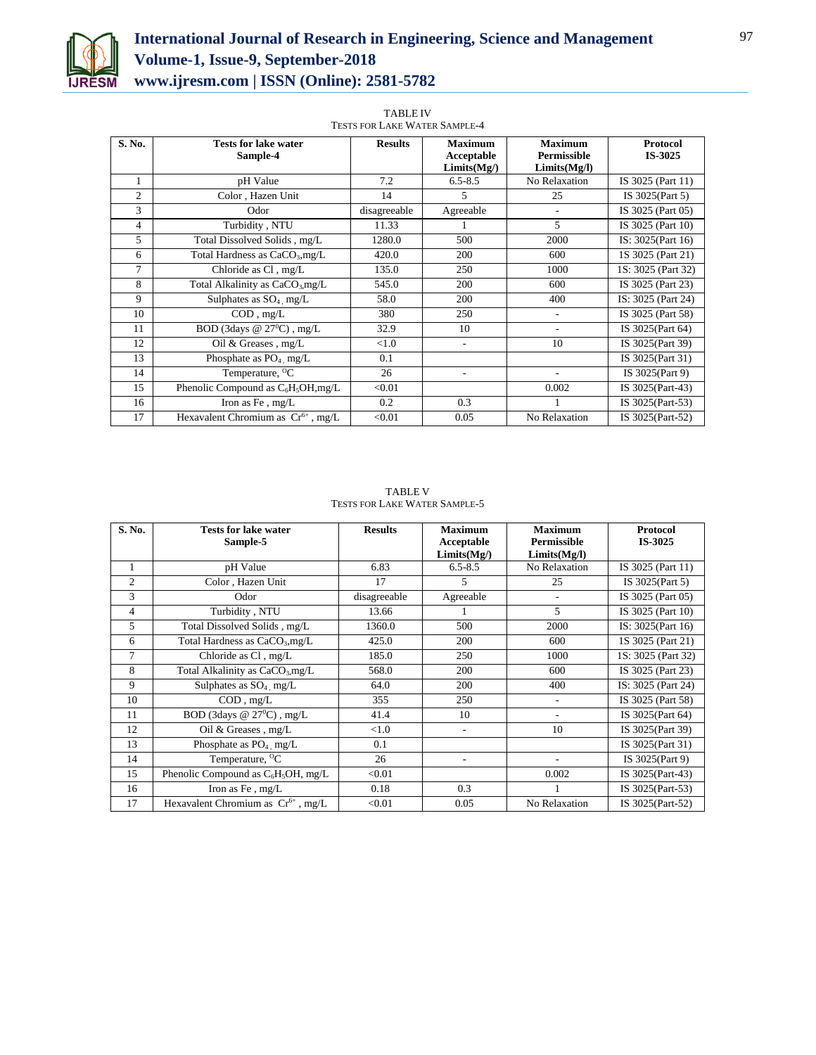TABLE IV
TESTS FOR LAKE WATER SAMPLE-4

| S. No. | Tests for lake water Sample-4 | Results | Maximum Acceptable Limits(Mg/) | Maximum Permissible Limits(Mg/l) | Protocol IS-3025 |
|---|---|---|---|---|---|
| 1 | pH Value | 7.2 | 6.5-8.5 | No Relaxation | IS 3025 (Part 11) |
| 2 | Color , Hazen Unit | 14 | 5 | 25 | IS 3025(Part 5) |
| 3 | Odor | disagreeable | Agreeable | - | IS 3025 (Part 05) |
| 4 | Turbidity , NTU | 11.33 | 1 | 5 | IS 3025 (Part 10) |
| 5 | Total Dissolved Solids , mg/L | 1280.0 | 500 | 2000 | IS: 3025(Part 16) |
| 6 | Total Hardness as $CaCO_3$,mg/L | 420.0 | 200 | 600 | IS 3025 (Part 21) |
| 7 | Chloride as Cl , mg/L | 135.0 | 250 | 1000 | 1S: 3025 (Part 32) |
| 8 | Total Alkalinity as $CaCO_3$,mg/L | 545.0 | 200 | 600 | IS 3025 (Part 23) |
| 9 | Sulphates as $SO_4$, mg/L | 58.0 | 200 | 400 | IS: 3025 (Part 24) |
| 10 | COD , mg/L | 380 | 250 | - | IS 3025 (Part 58) |
| 11 | BOD (3days @ $27^0$C) , mg/L | 32.9 | 10 | - | IS 3025(Part 64) |
| 12 | Oil & Greases , mg/L | <1.0 | - | 10 | IS 3025(Part 39) |
| 13 | Phosphate as $PO_4$, mg/L | 0.1 | | | IS 3025(Part 31) |
| 14 | Temperature, $^O$C | 26 | - | - | IS 3025(Part 9) |
| 15 | Phenolic Compound as $C_6H_5OH$,mg/L | <0.01 | | 0.002 | IS 3025(Part-43) |
| 16 | Iron as Fe , mg/L | 0.2 | 0.3 | 1 | IS 3025(Part-53) |
| 17 | Hexavalent Chromium as $Cr^{6+}$ , mg/L | <0.01 | 0.05 | No Relaxation | IS 3025(Part-52) |

TABLE V
TESTS FOR LAKE WATER SAMPLE-5

| S. No. | Tests for lake water Sample-5 | Results | Maximum Acceptable Limits(Mg/) | Maximum Permissible Limits(Mg/l) | Protocol IS-3025 |
|---|---|---|---|---|---|
| 1 | pH Value | 6.83 | 6.5-8.5 | No Relaxation | IS 3025 (Part 11) |
| 2 | Color , Hazen Unit | 17 | 5 | 25 | IS 3025(Part 5) |
| 3 | Odor | disagreeable | Agreeable | - | IS 3025 (Part 05) |
| 4 | Turbidity , NTU | 13.66 | 1 | 5 | IS 3025 (Part 10) |
| 5 | Total Dissolved Solids , mg/L | 1360.0 | 500 | 2000 | IS: 3025(Part 16) |
| 6 | Total Hardness as $CaCO_3$,mg/L | 425.0 | 200 | 600 | 1S 3025 (Part 21) |
| 7 | Chloride as Cl , mg/L | 185.0 | 250 | 1000 | 1S: 3025 (Part 32) |
| 8 | Total Alkalinity as $CaCO_3$,mg/L | 568.0 | 200 | 600 | IS 3025 (Part 23) |
| 9 | Sulphates as $SO_4$, mg/L | 64.0 | 200 | 400 | IS: 3025 (Part 24) |
| 10 | COD , mg/L | 355 | 250 | - | IS 3025 (Part 58) |
| 11 | BOD (3days @ $27^0$C) , mg/L | 41.4 | 10 | - | IS 3025(Part 64) |
| 12 | Oil & Greases , mg/L | <1.0 | - | 10 | IS 3025(Part 39) |
| 13 | Phosphate as $PO_4$, mg/L | 0.1 | | | IS 3025(Part 31) |
| 14 | Temperature, $^O$C | 26 | - | - | IS 3025(Part 9) |
| 15 | Phenolic Compound as $C_6H_5OH$, mg/L | <0.01 | | 0.002 | IS 3025(Part-43) |
| 16 | Iron as Fe , mg/L | 0.18 | 0.3 | 1 | IS 3025(Part-53) |
| 17 | Hexavalent Chromium as $Cr^{6+}$ , mg/L | <0.01 | 0.05 | No Relaxation | IS 3025(Part-52) |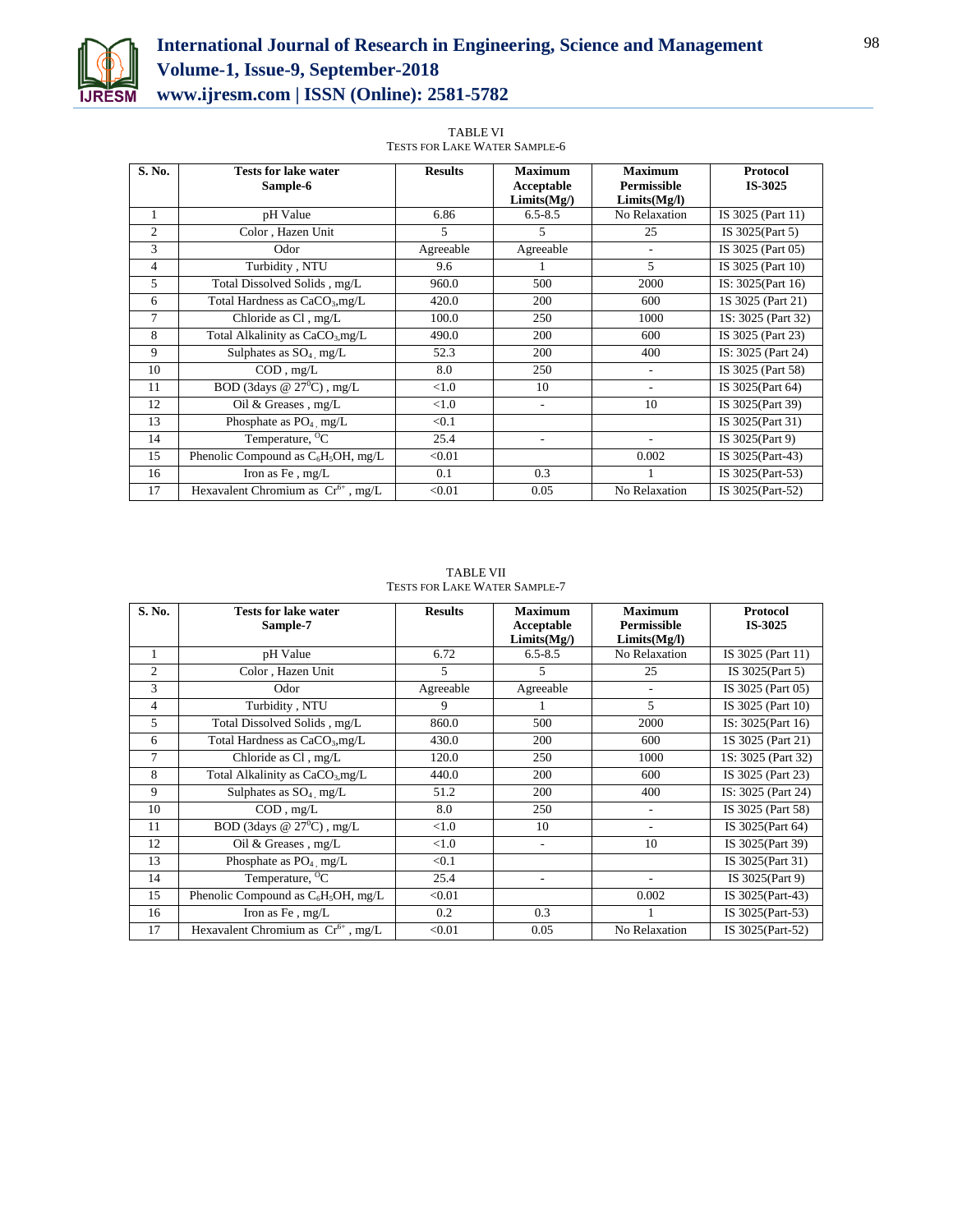TABLE VI
TESTS FOR LAKE WATER SAMPLE-6

| S. No. | Tests for lake water Sample-6 | Results | Maximum Acceptable Limits(Mg/) | Maximum Permissible Limits(Mg/l) | Protocol IS-3025 |
|---|---|---|---|---|---|
| 1 | pH Value | 6.86 | 6.5-8.5 | No Relaxation | IS 3025 (Part 11) |
| 2 | Color , Hazen Unit | 5 | 5 | 25 | IS 3025(Part 5) |
| 3 | Odor | Agreeable | Agreeable | - | IS 3025 (Part 05) |
| 4 | Turbidity , NTU | 9.6 | 1 | 5 | IS 3025 (Part 10) |
| 5 | Total Dissolved Solids , mg/L | 960.0 | 500 | 2000 | IS: 3025(Part 16) |
| 6 | Total Hardness as $CaCO_3$,mg/L | 420.0 | 200 | 600 | 1S 3025 (Part 21) |
| 7 | Chloride as Cl , mg/L | 100.0 | 250 | 1000 | 1S: 3025 (Part 32) |
| 8 | Total Alkalinity as $CaCO_3$,mg/L | 490.0 | 200 | 600 | IS 3025 (Part 23) |
| 9 | Sulphates as $SO_4$, mg/L | 52.3 | 200 | 400 | IS: 3025 (Part 24) |
| 10 | COD , mg/L | 8.0 | 250 | - | IS 3025 (Part 58) |
| 11 | BOD (3days @ $27^0$C) , mg/L | <1.0 | 10 | - | IS 3025(Part 64) |
| 12 | Oil & Greases , mg/L | <1.0 | - | 10 | IS 3025(Part 39) |
| 13 | Phosphate as $PO_4$, mg/L | <0.1 | | | IS 3025(Part 31) |
| 14 | Temperature, $^0$C | 25.4 | - | - | IS 3025(Part 9) |
| 15 | Phenolic Compound as $C_6H_5OH$, mg/L | <0.01 | | 0.002 | IS 3025(Part-43) |
| 16 | Iron as Fe , mg/L | 0.1 | 0.3 | 1 | IS 3025(Part-53) |
| 17 | Hexavalent Chromium as $Cr^{6+}$ , mg/L | <0.01 | 0.05 | No Relaxation | IS 3025(Part-52) |

TABLE VII
TESTS FOR LAKE WATER SAMPLE-7

| S. No. | Tests for lake water Sample-7 | Results | Maximum Acceptable Limits(Mg/) | Maximum Permissible Limits(Mg/l) | Protocol IS-3025 |
|---|---|---|---|---|---|
| 1 | pH Value | 6.72 | 6.5-8.5 | No Relaxation | IS 3025 (Part 11) |
| 2 | Color , Hazen Unit | 5 | 5 | 25 | IS 3025(Part 5) |
| 3 | Odor | Agreeable | Agreeable | - | IS 3025 (Part 05) |
| 4 | Turbidity , NTU | 9 | 1 | 5 | IS 3025 (Part 10) |
| 5 | Total Dissolved Solids , mg/L | 860.0 | 500 | 2000 | IS: 3025(Part 16) |
| 6 | Total Hardness as $CaCO_3$,mg/L | 430.0 | 200 | 600 | 1S 3025 (Part 21) |
| 7 | Chloride as Cl , mg/L | 120.0 | 250 | 1000 | 1S: 3025 (Part 32) |
| 8 | Total Alkalinity as $CaCO_3$,mg/L | 440.0 | 200 | 600 | IS 3025 (Part 23) |
| 9 | Sulphates as $SO_4$, mg/L | 51.2 | 200 | 400 | IS: 3025 (Part 24) |
| 10 | COD , mg/L | 8.0 | 250 | - | IS 3025 (Part 58) |
| 11 | BOD (3days @ $27^0$C) , mg/L | <1.0 | 10 | - | IS 3025(Part 64) |
| 12 | Oil & Greases , mg/L | <1.0 | - | 10 | IS 3025(Part 39) |
| 13 | Phosphate as $PO_4$, mg/L | <0.1 | | | IS 3025(Part 31) |
| 14 | Temperature, $^0$C | 25.4 | - | - | IS 3025(Part 9) |
| 15 | Phenolic Compound as $C_6H_5OH$, mg/L | <0.01 | | 0.002 | IS 3025(Part-43) |
| 16 | Iron as Fe , mg/L | 0.2 | 0.3 | 1 | IS 3025(Part-53) |
| 17 | Hexavalent Chromium as $Cr^{6+}$ , mg/L | <0.01 | 0.05 | No Relaxation | IS 3025(Part-52) |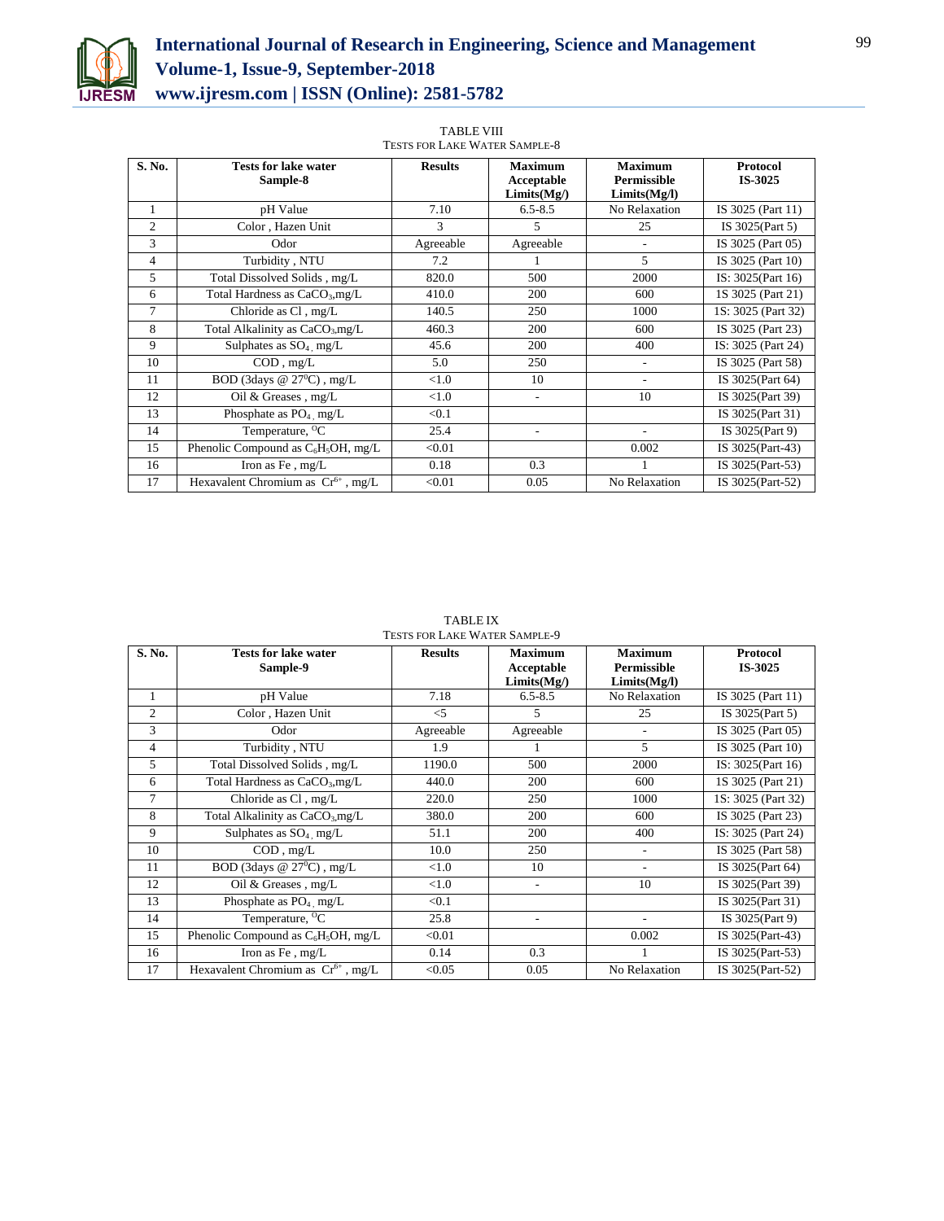TABLE VIII
TESTS FOR LAKE WATER SAMPLE-8

| S. No. | Tests for lake water Sample-8 | Results | Maximum Acceptable Limits(Mg/) | Maximum Permissible Limits(Mg/l) | Protocol IS-3025 |
|---|---|---|---|---|---|
| 1 | pH Value | 7.10 | 6.5-8.5 | No Relaxation | IS 3025 (Part 11) |
| 2 | Color , Hazen Unit | 3 | 5 | 25 | IS 3025(Part 5) |
| 3 | Odor | Agreeable | Agreeable | - | IS 3025 (Part 05) |
| 4 | Turbidity , NTU | 7.2 | 1 | 5 | IS 3025 (Part 10) |
| 5 | Total Dissolved Solids , mg/L | 820.0 | 500 | 2000 | IS: 3025(Part 16) |
| 6 | Total Hardness as $CaCO_3$,mg/L | 410.0 | 200 | 600 | IS 3025 (Part 21) |
| 7 | Chloride as Cl , mg/L | 140.5 | 250 | 1000 | 1S: 3025 (Part 32) |
| 8 | Total Alkalinity as $CaCO_3$,mg/L | 460.3 | 200 | 600 | IS 3025 (Part 23) |
| 9 | Sulphates as $SO_4$ , mg/L | 45.6 | 200 | 400 | IS: 3025 (Part 24) |
| 10 | COD , mg/L | 5.0 | 250 | - | IS 3025 (Part 58) |
| 11 | BOD (3days @ 27$^0$C) , mg/L | <1.0 | 10 | - | IS 3025(Part 64) |
| 12 | Oil & Greases , mg/L | <1.0 | - | 10 | IS 3025(Part 39) |
| 13 | Phosphate as $PO_4$ , mg/L | <0.1 | | | IS 3025(Part 31) |
| 14 | Temperature, $^O$C | 25.4 | - | - | IS 3025(Part 9) |
| 15 | Phenolic Compound as $C_6H_5OH$, mg/L | <0.01 | | 0.002 | IS 3025(Part-43) |
| 16 | Iron as Fe , mg/L | 0.18 | 0.3 | 1 | IS 3025(Part-53) |
| 17 | Hexavalent Chromium as $Cr^{6+}$ , mg/L | <0.01 | 0.05 | No Relaxation | IS 3025(Part-52) |

TABLE IX
TESTS FOR LAKE WATER SAMPLE-9

| S. No. | Tests for lake water Sample-9 | Results | Maximum Acceptable Limits(Mg/) | Maximum Permissible Limits(Mg/l) | Protocol IS-3025 |
|---|---|---|---|---|---|
| 1 | pH Value | 7.18 | 6.5-8.5 | No Relaxation | IS 3025 (Part 11) |
| 2 | Color , Hazen Unit | <5 | 5 | 25 | IS 3025(Part 5) |
| 3 | Odor | Agreeable | Agreeable | - | IS 3025 (Part 05) |
| 4 | Turbidity , NTU | 1.9 | 1 | 5 | IS 3025 (Part 10) |
| 5 | Total Dissolved Solids , mg/L | 1190.0 | 500 | 2000 | IS: 3025(Part 16) |
| 6 | Total Hardness as $CaCO_3$,mg/L | 440.0 | 200 | 600 | IS 3025 (Part 21) |
| 7 | Chloride as Cl , mg/L | 220.0 | 250 | 1000 | 1S: 3025 (Part 32) |
| 8 | Total Alkalinity as $CaCO_3$,mg/L | 380.0 | 200 | 600 | IS 3025 (Part 23) |
| 9 | Sulphates as $SO_4$ , mg/L | 51.1 | 200 | 400 | IS: 3025 (Part 24) |
| 10 | COD , mg/L | 10.0 | 250 | - | IS 3025 (Part 58) |
| 11 | BOD (3days @ 27$^0$C) , mg/L | <1.0 | 10 | - | IS 3025(Part 64) |
| 12 | Oil & Greases , mg/L | <1.0 | - | 10 | IS 3025(Part 39) |
| 13 | Phosphate as $PO_4$ , mg/L | <0.1 | | | IS 3025(Part 31) |
| 14 | Temperature, $^O$C | 25.8 | - | - | IS 3025(Part 9) |
| 15 | Phenolic Compound as $C_6H_5OH$, mg/L | <0.01 | | 0.002 | IS 3025(Part-43) |
| 16 | Iron as Fe , mg/L | 0.14 | 0.3 | 1 | IS 3025(Part-53) |
| 17 | Hexavalent Chromium as $Cr^{6+}$ , mg/L | <0.05 | 0.05 | No Relaxation | IS 3025(Part-52) |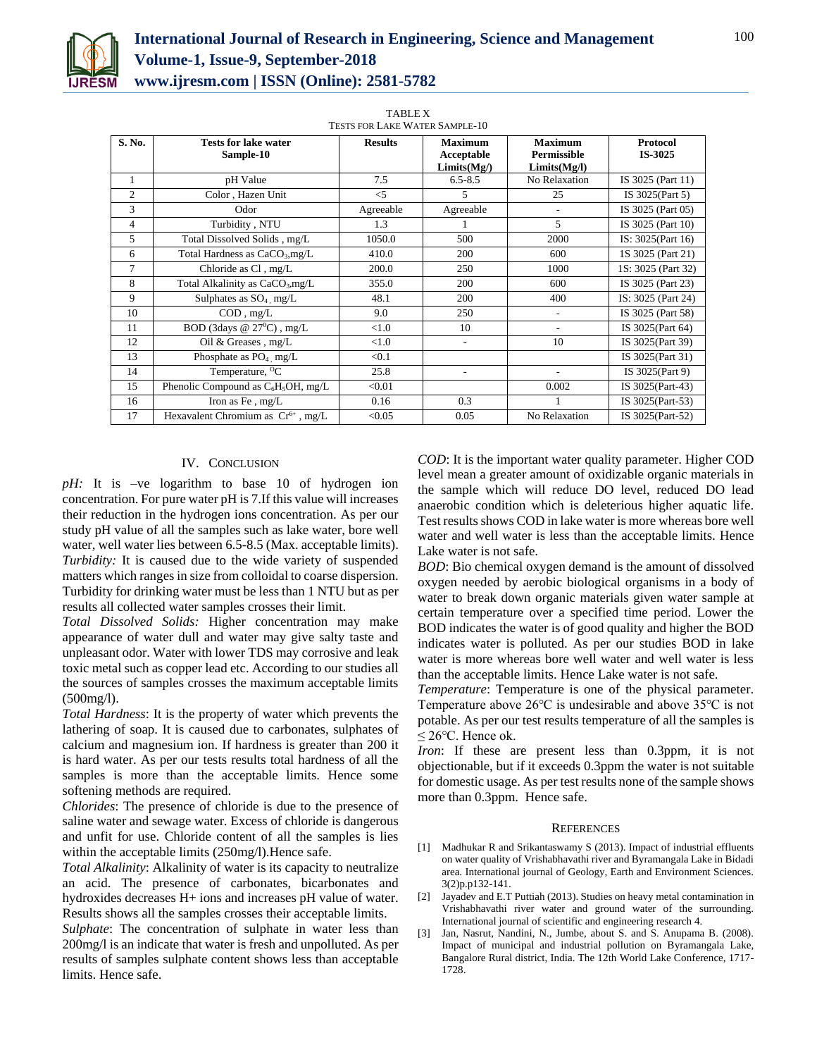TABLE X
TESTS FOR LAKE WATER SAMPLE-10

| S. No. | Tests for lake water Sample-10 | Results | Maximum Acceptable Limits(Mg/) | Maximum Permissible Limits(Mg/l) | Protocol IS-3025 |
|---|---|---|---|---|---|
| 1 | pH Value | 7.5 | 6.5-8.5 | No Relaxation | IS 3025 (Part 11) |
| 2 | Color , Hazen Unit | <5 | 5 | 25 | IS 3025(Part 5) |
| 3 | Odor | Agreeable | Agreeable | - | IS 3025 (Part 05) |
| 4 | Turbidity , NTU | 1.3 | 1 | 5 | IS 3025 (Part 10) |
| 5 | Total Dissolved Solids , mg/L | 1050.0 | 500 | 2000 | IS: 3025(Part 16) |
| 6 | Total Hardness as $CaCO_3$,mg/L | 410.0 | 200 | 600 | 1S 3025 (Part 21) |
| 7 | Chloride as Cl , mg/L | 200.0 | 250 | 1000 | 1S: 3025 (Part 32) |
| 8 | Total Alkalinity as $CaCO_3$,mg/L | 355.0 | 200 | 600 | IS 3025 (Part 23) |
| 9 | Sulphates as $SO_4$, mg/L | 48.1 | 200 | 400 | IS: 3025 (Part 24) |
| 10 | COD , mg/L | 9.0 | 250 | - | IS 3025 (Part 58) |
| 11 | BOD (3days @ 27$^0$C) , mg/L | <1.0 | 10 | - | IS 3025(Part 64) |
| 12 | Oil & Greases , mg/L | <1.0 | - | 10 | IS 3025(Part 39) |
| 13 | Phosphate as $PO_4$, mg/L | <0.1 | | | IS 3025(Part 31) |
| 14 | Temperature, $^O$C | 25.8 | - | - | IS 3025(Part 9) |
| 15 | Phenolic Compound as $C_6H_5OH$, mg/L | <0.01 | | 0.002 | IS 3025(Part-43) |
| 16 | Iron as Fe , mg/L | 0.16 | 0.3 | 1 | IS 3025(Part-53) |
| 17 | Hexavalent Chromium as $Cr^{6+}$ , mg/L | <0.05 | 0.05 | No Relaxation | IS 3025(Part-52) |

## IV. CONCLUSION

*pH:* It is –ve logarithm to base 10 of hydrogen ion concentration. For pure water pH is 7.If this value will increases their reduction in the hydrogen ions concentration. As per our study pH value of all the samples such as lake water, bore well water, well water lies between 6.5-8.5 (Max. acceptable limits).

*Turbidity:* It is caused due to the wide variety of suspended matters which ranges in size from colloidal to coarse dispersion. Turbidity for drinking water must be less than 1 NTU but as per results all collected water samples crosses their limit.

*Total Dissolved Solids:* Higher concentration may make appearance of water dull and water may give salty taste and unpleasant odor. Water with lower TDS may corrosive and leak toxic metal such as copper lead etc. According to our studies all the sources of samples crosses the maximum acceptable limits (500mg/l).

*Total Hardness*: It is the property of water which prevents the lathering of soap. It is caused due to carbonates, sulphates of calcium and magnesium ion. If hardness is greater than 200 it is hard water. As per our tests results total hardness of all the samples is more than the acceptable limits. Hence some softening methods are required.

*Chlorides*: The presence of chloride is due to the presence of saline water and sewage water. Excess of chloride is dangerous and unfit for use. Chloride content of all the samples is lies within the acceptable limits (250mg/l).Hence safe.

*Total Alkalinity*: Alkalinity of water is its capacity to neutralize an acid. The presence of carbonates, bicarbonates and hydroxides decreases H+ ions and increases pH value of water. Results shows all the samples crosses their acceptable limits.

*Sulphate*: The concentration of sulphate in water less than 200mg/l is an indicate that water is fresh and unpolluted. As per results of samples sulphate content shows less than acceptable limits. Hence safe.

*COD*: It is the important water quality parameter. Higher COD level mean a greater amount of oxidizable organic materials in the sample which will reduce DO level, reduced DO lead anaerobic condition which is deleterious higher aquatic life. Test results shows COD in lake water is more whereas bore well water and well water is less than the acceptable limits. Hence Lake water is not safe.

*BOD*: Bio chemical oxygen demand is the amount of dissolved oxygen needed by aerobic biological organisms in a body of water to break down organic materials given water sample at certain temperature over a specified time period. Lower the BOD indicates the water is of good quality and higher the BOD indicates water is polluted. As per our studies BOD in lake water is more whereas bore well water and well water is less than the acceptable limits. Hence Lake water is not safe.

*Temperature*: Temperature is one of the physical parameter. Temperature above 26℃ is undesirable and above 35℃ is not potable. As per our test results temperature of all the samples is ≤ 26℃. Hence ok.

*Iron*: If these are present less than 0.3ppm, it is not objectionable, but if it exceeds 0.3ppm the water is not suitable for domestic usage. As per test results none of the sample shows more than 0.3ppm. Hence safe.

## REFERENCES

[1] Madhukar R and Srikantaswamy S (2013). Impact of industrial effluents on water quality of Vrishabhavathi river and Byramangala Lake in Bidadi area. International journal of Geology, Earth and Environment Sciences. 3(2)p.p132-141.

[2] Jayadev and E.T Puttiah (2013). Studies on heavy metal contamination in Vrishabhavathi river water and ground water of the surrounding. International journal of scientific and engineering research 4.

[3] Jan, Nasrut, Nandini, N., Jumbe, about S. and S. Anupama B. (2008). Impact of municipal and industrial pollution on Byramangala Lake, Bangalore Rural district, India. The 12th World Lake Conference, 1717-1728.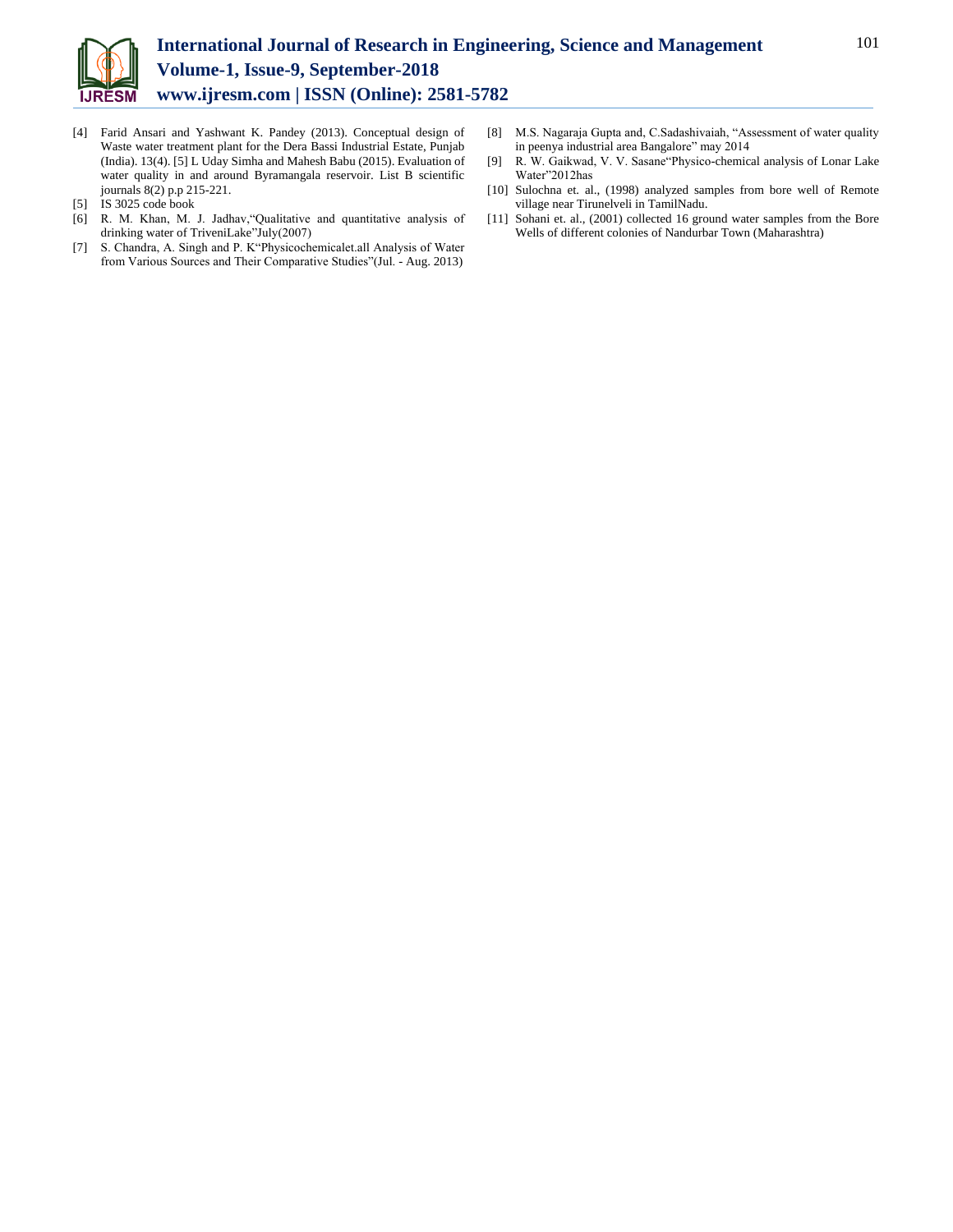[4] Farid Ansari and Yashwant K. Pandey (2013). Conceptual design of Waste water treatment plant for the Dera Bassi Industrial Estate, Punjab (India). 13(4). [5] L Uday Simha and Mahesh Babu (2015). Evaluation of water quality in and around Byramangala reservoir. List B scientific journals 8(2) p.p 215-221.

[5] IS 3025 code book

[6] R. M. Khan, M. J. Jadhav,"Qualitative and quantitative analysis of drinking water of TriveniLake"July(2007)

[7] S. Chandra, A. Singh and P. K"Physicochemicalet.all Analysis of Water from Various Sources and Their Comparative Studies"(Jul. - Aug. 2013)

[8] M.S. Nagaraja Gupta and, C.Sadashivaiah, "Assessment of water quality in peenya industrial area Bangalore" may 2014

[9] R. W. Gaikwad, V. V. Sasane"Physico-chemical analysis of Lonar Lake Water"2012has

[10] Sulochna et. al., (1998) analyzed samples from bore well of Remote village near Tirunelveli in TamilNadu.

[11] Sohani et. al., (2001) collected 16 ground water samples from the Bore Wells of different colonies of Nandurbar Town (Maharashtra)